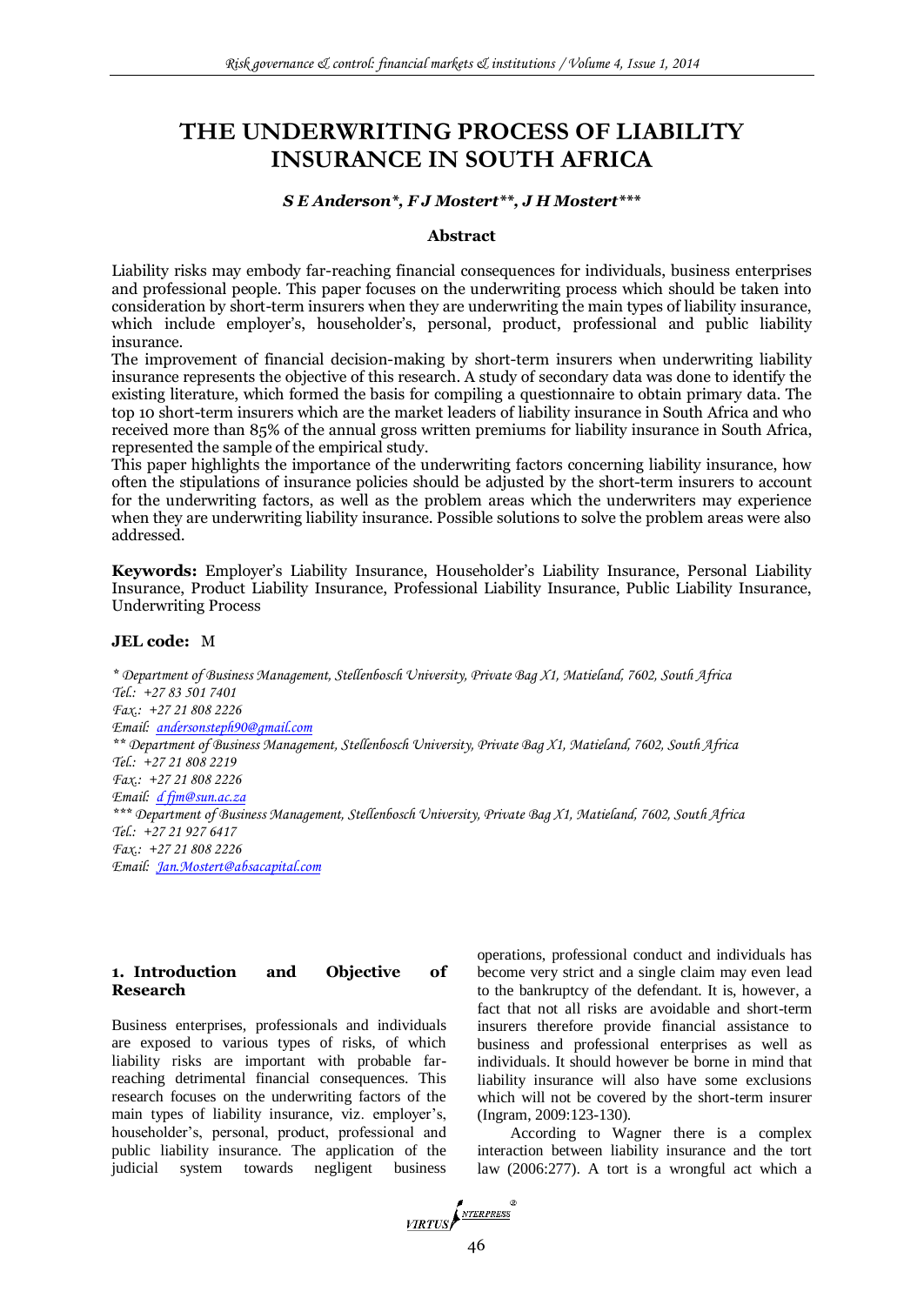# THE UNDERWRITING PROCESS OF LIABILITY INSURANCE IN SOUTH AFRICA

***S E Anderson\*, F J Mostert\*\*, J H Mostert\*\*\****

### Abstract

Liability risks may embody far-reaching financial consequences for individuals, business enterprises and professional people. This paper focuses on the underwriting process which should be taken into consideration by short-term insurers when they are underwriting the main types of liability insurance, which include employer's, householder's, personal, product, professional and public liability insurance.

The improvement of financial decision-making by short-term insurers when underwriting liability insurance represents the objective of this research. A study of secondary data was done to identify the existing literature, which formed the basis for compiling a questionnaire to obtain primary data. The top 10 short-term insurers which are the market leaders of liability insurance in South Africa and who received more than 85% of the annual gross written premiums for liability insurance in South Africa, represented the sample of the empirical study.

This paper highlights the importance of the underwriting factors concerning liability insurance, how often the stipulations of insurance policies should be adjusted by the short-term insurers to account for the underwriting factors, as well as the problem areas which the underwriters may experience when they are underwriting liability insurance. Possible solutions to solve the problem areas were also addressed.

**Keywords:** Employer's Liability Insurance, Householder's Liability Insurance, Personal Liability Insurance, Product Liability Insurance, Professional Liability Insurance, Public Liability Insurance, Underwriting Process

**JEL code:** M

*\* Department of Business Management, Stellenbosch University, Private Bag X1, Matieland, 7602, South Africa*
*Tel.: +27 83 501 7401*
*Fax.: +27 21 808 2226*
*Email: andersonsteph90@gmail.com*
*\*\* Department of Business Management, Stellenbosch University, Private Bag X1, Matieland, 7602, South Africa*
*Tel.: +27 21 808 2219*
*Fax.: +27 21 808 2226*
*Email: d fjm@sun.ac.za*
*\*\*\* Department of Business Management, Stellenbosch University, Private Bag X1, Matieland, 7602, South Africa*
*Tel.: +27 21 927 6417*
*Fax.: +27 21 808 2226*
*Email: Jan.Mostert@absacapital.com*

## 1. Introduction and Objective of Research

Business enterprises, professionals and individuals are exposed to various types of risks, of which liability risks are important with probable far-reaching detrimental financial consequences. This research focuses on the underwriting factors of the main types of liability insurance, viz. employer's, householder's, personal, product, professional and public liability insurance. The application of the judicial system towards negligent business operations, professional conduct and individuals has become very strict and a single claim may even lead to the bankruptcy of the defendant. It is, however, a fact that not all risks are avoidable and short-term insurers therefore provide financial assistance to business and professional enterprises as well as individuals. It should however be borne in mind that liability insurance will also have some exclusions which will not be covered by the short-term insurer (Ingram, 2009:123-130).

According to Wagner there is a complex interaction between liability insurance and the tort law (2006:277). A tort is a wrongful act which a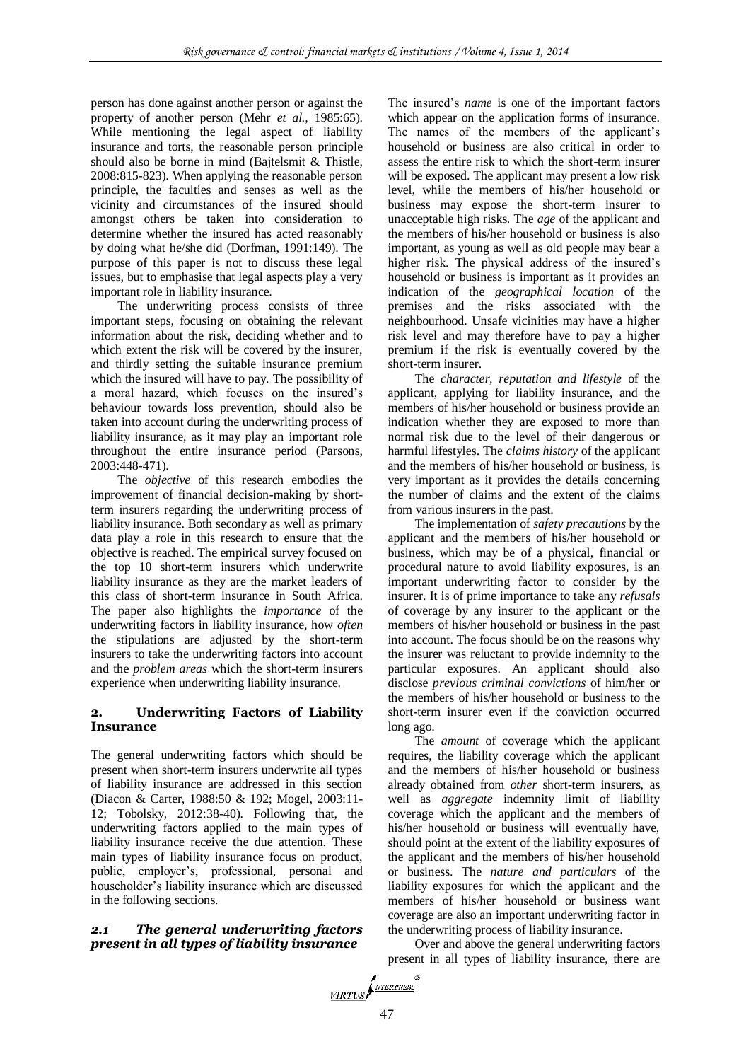person has done against another person or against the property of another person (Mehr *et al.*, 1985:65). While mentioning the legal aspect of liability insurance and torts, the reasonable person principle should also be borne in mind (Bajtelsmit & Thistle, 2008:815-823). When applying the reasonable person principle, the faculties and senses as well as the vicinity and circumstances of the insured should amongst others be taken into consideration to determine whether the insured has acted reasonably by doing what he/she did (Dorfman, 1991:149). The purpose of this paper is not to discuss these legal issues, but to emphasise that legal aspects play a very important role in liability insurance.

The underwriting process consists of three important steps, focusing on obtaining the relevant information about the risk, deciding whether and to which extent the risk will be covered by the insurer, and thirdly setting the suitable insurance premium which the insured will have to pay. The possibility of a moral hazard, which focuses on the insured's behaviour towards loss prevention, should also be taken into account during the underwriting process of liability insurance, as it may play an important role throughout the entire insurance period (Parsons, 2003:448-471).

The *objective* of this research embodies the improvement of financial decision-making by short-term insurers regarding the underwriting process of liability insurance. Both secondary as well as primary data play a role in this research to ensure that the objective is reached. The empirical survey focused on the top 10 short-term insurers which underwrite liability insurance as they are the market leaders of this class of short-term insurance in South Africa. The paper also highlights the *importance* of the underwriting factors in liability insurance, how *often* the stipulations are adjusted by the short-term insurers to take the underwriting factors into account and the *problem areas* which the short-term insurers experience when underwriting liability insurance.

## 2. Underwriting Factors of Liability Insurance

The general underwriting factors which should be present when short-term insurers underwrite all types of liability insurance are addressed in this section (Diacon & Carter, 1988:50 & 192; Mogel, 2003:11-12; Tobolsky, 2012:38-40). Following that, the underwriting factors applied to the main types of liability insurance receive the due attention. These main types of liability insurance focus on product, public, employer's, professional, personal and householder's liability insurance which are discussed in the following sections.

### *2.1 The general underwriting factors present in all types of liability insurance*

The insured's *name* is one of the important factors which appear on the application forms of insurance. The names of the members of the applicant's household or business are also critical in order to assess the entire risk to which the short-term insurer will be exposed. The applicant may present a low risk level, while the members of his/her household or business may expose the short-term insurer to unacceptable high risks. The *age* of the applicant and the members of his/her household or business is also important, as young as well as old people may bear a higher risk. The physical address of the insured's household or business is important as it provides an indication of the *geographical location* of the premises and the risks associated with the neighbourhood. Unsafe vicinities may have a higher risk level and may therefore have to pay a higher premium if the risk is eventually covered by the short-term insurer.

The *character, reputation and lifestyle* of the applicant, applying for liability insurance, and the members of his/her household or business provide an indication whether they are exposed to more than normal risk due to the level of their dangerous or harmful lifestyles. The *claims history* of the applicant and the members of his/her household or business, is very important as it provides the details concerning the number of claims and the extent of the claims from various insurers in the past.

The implementation of *safety precautions* by the applicant and the members of his/her household or business, which may be of a physical, financial or procedural nature to avoid liability exposures, is an important underwriting factor to consider by the insurer. It is of prime importance to take any *refusals* of coverage by any insurer to the applicant or the members of his/her household or business in the past into account. The focus should be on the reasons why the insurer was reluctant to provide indemnity to the particular exposures. An applicant should also disclose *previous criminal convictions* of him/her or the members of his/her household or business to the short-term insurer even if the conviction occurred long ago.

The *amount* of coverage which the applicant requires, the liability coverage which the applicant and the members of his/her household or business already obtained from *other* short-term insurers, as well as *aggregate* indemnity limit of liability coverage which the applicant and the members of his/her household or business will eventually have, should point at the extent of the liability exposures of the applicant and the members of his/her household or business. The *nature and particulars* of the liability exposures for which the applicant and the members of his/her household or business want coverage are also an important underwriting factor in the underwriting process of liability insurance.

Over and above the general underwriting factors present in all types of liability insurance, there are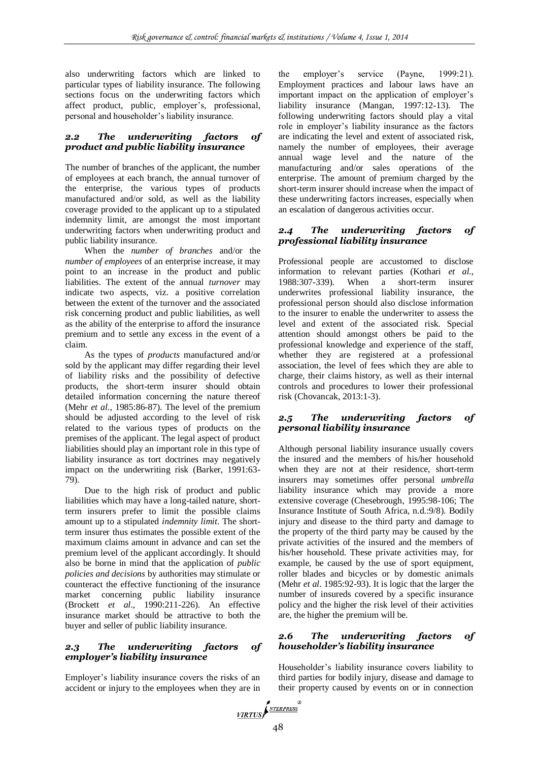also underwriting factors which are linked to particular types of liability insurance. The following sections focus on the underwriting factors which affect product, public, employer's, professional, personal and householder's liability insurance.

### *2.2 The underwriting factors of product and public liability insurance*

The number of branches of the applicant, the number of employees at each branch, the annual turnover of the enterprise, the various types of products manufactured and/or sold, as well as the liability coverage provided to the applicant up to a stipulated indemnity limit, are amongst the most important underwriting factors when underwriting product and public liability insurance.

When the *number of branches* and/or the *number of employees* of an enterprise increase, it may point to an increase in the product and public liabilities. The extent of the annual *turnover* may indicate two aspects, viz. a positive correlation between the extent of the turnover and the associated risk concerning product and public liabilities, as well as the ability of the enterprise to afford the insurance premium and to settle any excess in the event of a claim.

As the types of *products* manufactured and/or sold by the applicant may differ regarding their level of liability risks and the possibility of defective products, the short-term insurer should obtain detailed information concerning the nature thereof (Mehr *et al.*, 1985:86-87). The level of the premium should be adjusted according to the level of risk related to the various types of products on the premises of the applicant. The legal aspect of product liabilities should play an important role in this type of liability insurance as tort doctrines may negatively impact on the underwriting risk (Barker, 1991:63-79).

Due to the high risk of product and public liabilities which may have a long-tailed nature, short-term insurers prefer to limit the possible claims amount up to a stipulated *indemnity limit*. The short-term insurer thus estimates the possible extent of the maximum claims amount in advance and can set the premium level of the applicant accordingly. It should also be borne in mind that the application of *public policies and decisions* by authorities may stimulate or counteract the effective functioning of the insurance market concerning public liability insurance (Brockett *et al*., 1990:211-226). An effective insurance market should be attractive to both the buyer and seller of public liability insurance.

### *2.3 The underwriting factors of employer's liability insurance*

Employer's liability insurance covers the risks of an accident or injury to the employees when they are in the employer's service (Payne, 1999:21). Employment practices and labour laws have an important impact on the application of employer's liability insurance (Mangan, 1997:12-13). The following underwriting factors should play a vital role in employer's liability insurance as the factors are indicating the level and extent of associated risk, namely the number of employees, their average annual wage level and the nature of the manufacturing and/or sales operations of the enterprise. The amount of premium charged by the short-term insurer should increase when the impact of these underwriting factors increases, especially when an escalation of dangerous activities occur.

### *2.4 The underwriting factors of professional liability insurance*

Professional people are accustomed to disclose information to relevant parties (Kothari *et al.*, 1988:307-339). When a short-term insurer underwrites professional liability insurance, the professional person should also disclose information to the insurer to enable the underwriter to assess the level and extent of the associated risk. Special attention should amongst others be paid to the professional knowledge and experience of the staff, whether they are registered at a professional association, the level of fees which they are able to charge, their claims history, as well as their internal controls and procedures to lower their professional risk (Chovancak, 2013:1-3).

### *2.5 The underwriting factors of personal liability insurance*

Although personal liability insurance usually covers the insured and the members of his/her household when they are not at their residence, short-term insurers may sometimes offer personal *umbrella* liability insurance which may provide a more extensive coverage (Chesebrough, 1995:98-106; The Insurance Institute of South Africa, n.d.:9/8). Bodily injury and disease to the third party and damage to the property of the third party may be caused by the private activities of the insured and the members of his/her household. These private activities may, for example, be caused by the use of sport equipment, roller blades and bicycles or by domestic animals (Mehr *et al*. 1985:92-93). It is logic that the larger the number of insureds covered by a specific insurance policy and the higher the risk level of their activities are, the higher the premium will be.

### *2.6 The underwriting factors of householder's liability insurance*

Householder's liability insurance covers liability to third parties for bodily injury, disease and damage to their property caused by events on or in connection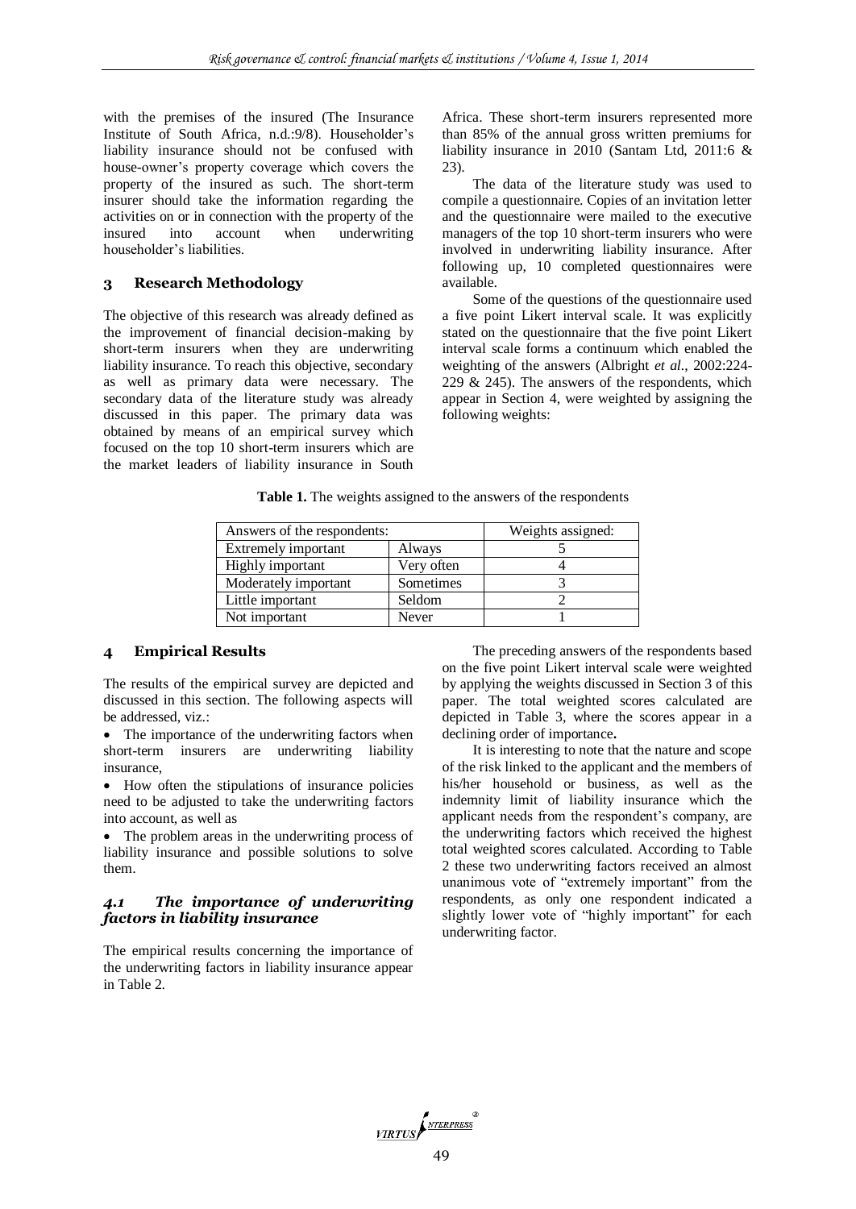with the premises of the insured (The Insurance Institute of South Africa, n.d.:9/8). Householder's liability insurance should not be confused with house-owner's property coverage which covers the property of the insured as such. The short-term insurer should take the information regarding the activities on or in connection with the property of the insured into account when underwriting householder's liabilities.

## 3 Research Methodology

The objective of this research was already defined as the improvement of financial decision-making by short-term insurers when they are underwriting liability insurance. To reach this objective, secondary as well as primary data were necessary. The secondary data of the literature study was already discussed in this paper. The primary data was obtained by means of an empirical survey which focused on the top 10 short-term insurers which are the market leaders of liability insurance in South Africa. These short-term insurers represented more than 85% of the annual gross written premiums for liability insurance in 2010 (Santam Ltd, 2011:6 & 23).

The data of the literature study was used to compile a questionnaire. Copies of an invitation letter and the questionnaire were mailed to the executive managers of the top 10 short-term insurers who were involved in underwriting liability insurance. After following up, 10 completed questionnaires were available.

Some of the questions of the questionnaire used a five point Likert interval scale. It was explicitly stated on the questionnaire that the five point Likert interval scale forms a continuum which enabled the weighting of the answers (Albright *et al*., 2002:224-229 & 245). The answers of the respondents, which appear in Section 4, were weighted by assigning the following weights:

**Table 1.** The weights assigned to the answers of the respondents

| Answers of the respondents: | | Weights assigned: |
|---|---|---|
| Extremely important | Always | 5 |
| Highly important | Very often | 4 |
| Moderately important | Sometimes | 3 |
| Little important | Seldom | 2 |
| Not important | Never | 1 |

## 4 Empirical Results

The results of the empirical survey are depicted and discussed in this section. The following aspects will be addressed, viz.:

- The importance of the underwriting factors when short-term insurers are underwriting liability insurance,
- How often the stipulations of insurance policies need to be adjusted to take the underwriting factors into account, as well as
- The problem areas in the underwriting process of liability insurance and possible solutions to solve them.

### *4.1 The importance of underwriting factors in liability insurance*

The empirical results concerning the importance of the underwriting factors in liability insurance appear in Table 2.

The preceding answers of the respondents based on the five point Likert interval scale were weighted by applying the weights discussed in Section 3 of this paper. The total weighted scores calculated are depicted in Table 3, where the scores appear in a declining order of importance**.**

It is interesting to note that the nature and scope of the risk linked to the applicant and the members of his/her household or business, as well as the indemnity limit of liability insurance which the applicant needs from the respondent's company, are the underwriting factors which received the highest total weighted scores calculated. According to Table 2 these two underwriting factors received an almost unanimous vote of "extremely important" from the respondents, as only one respondent indicated a slightly lower vote of "highly important" for each underwriting factor.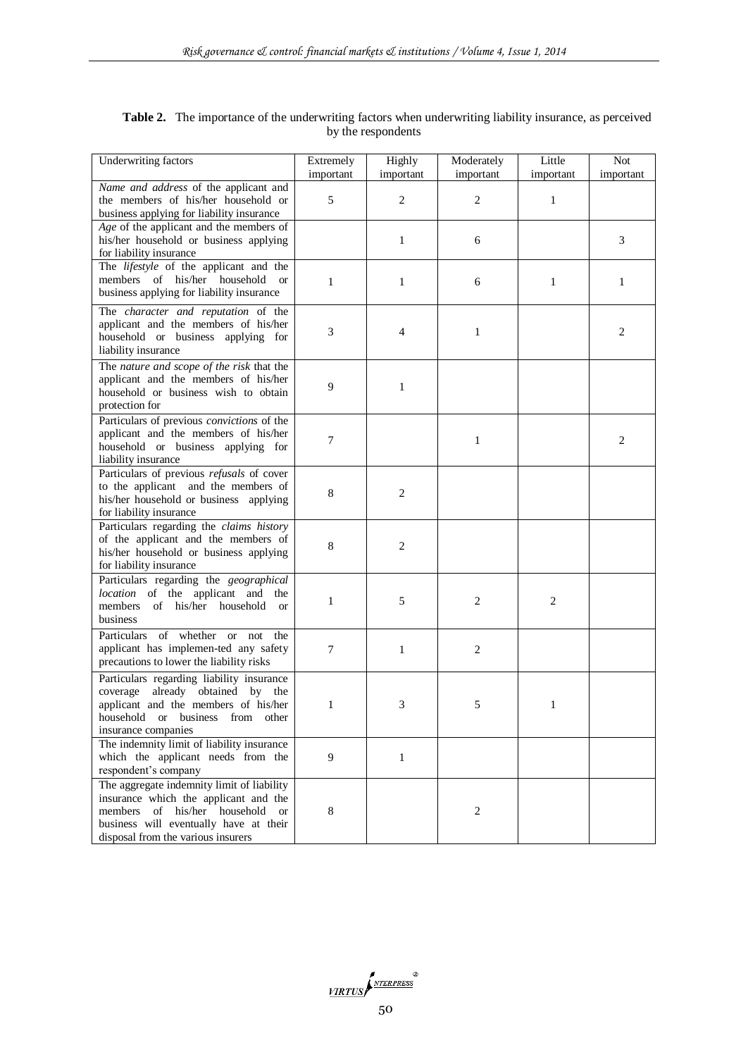**Table 2.** The importance of the underwriting factors when underwriting liability insurance, as perceived by the respondents

| Underwriting factors | Extremely important | Highly important | Moderately important | Little important | Not important |
|---|---|---|---|---|---|
| *Name and address* of the applicant and the members of his/her household or business applying for liability insurance | 5 | 2 | 2 | 1 | |
| *Age* of the applicant and the members of his/her household or business applying for liability insurance | | 1 | 6 | | 3 |
| The *lifestyle* of the applicant and the members of his/her household or business applying for liability insurance | 1 | 1 | 6 | 1 | 1 |
| The *character and reputation* of the applicant and the members of his/her household or business applying for liability insurance | 3 | 4 | 1 | | 2 |
| The *nature and scope of the risk* that the applicant and the members of his/her household or business wish to obtain protection for | 9 | 1 | | | |
| Particulars of previous *convictions* of the applicant and the members of his/her household or business applying for liability insurance | 7 | | 1 | | 2 |
| Particulars of previous *refusals* of cover to the applicant and the members of his/her household or business applying for liability insurance | 8 | 2 | | | |
| Particulars regarding the *claims history* of the applicant and the members of his/her household or business applying for liability insurance | 8 | 2 | | | |
| Particulars regarding the *geographical location* of the applicant and the members of his/her household or business | 1 | 5 | 2 | 2 | |
| Particulars of whether or not the applicant has implemen-ted any safety precautions to lower the liability risks | 7 | 1 | 2 | | |
| Particulars regarding liability insurance coverage already obtained by the applicant and the members of his/her household or business from other insurance companies | 1 | 3 | 5 | 1 | |
| The indemnity limit of liability insurance which the applicant needs from the respondent's company | 9 | 1 | | | |
| The aggregate indemnity limit of liability insurance which the applicant and the members of his/her household or business will eventually have at their disposal from the various insurers | 8 | | 2 | | |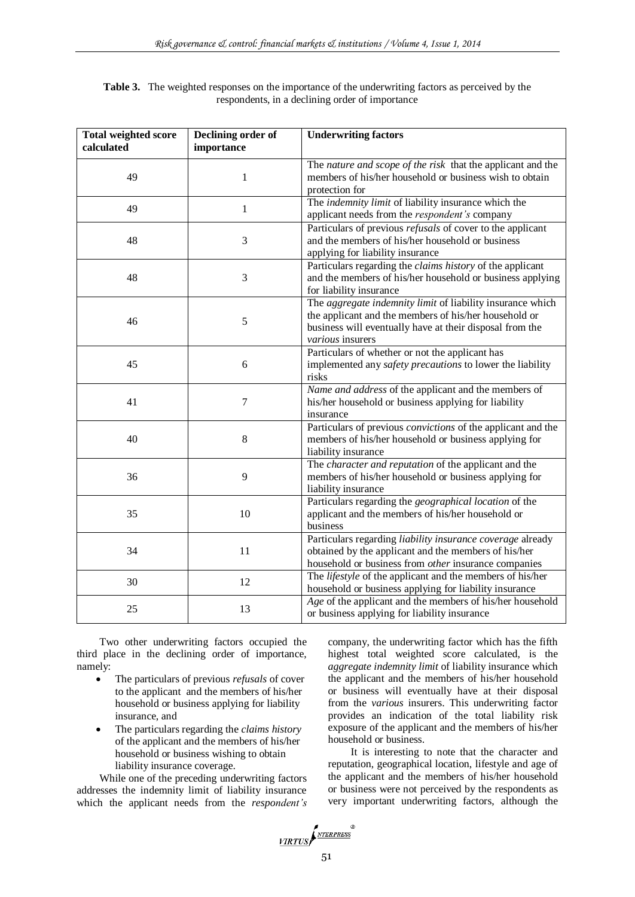**Table 3.** The weighted responses on the importance of the underwriting factors as perceived by the respondents, in a declining order of importance

| Total weighted score calculated | Declining order of importance | Underwriting factors |
|---|---|---|
| 49 | 1 | The *nature and scope of the risk* that the applicant and the members of his/her household or business wish to obtain protection for |
| 49 | 1 | The *indemnity limit* of liability insurance which the applicant needs from the *respondent's* company |
| 48 | 3 | Particulars of previous *refusals* of cover to the applicant and the members of his/her household or business applying for liability insurance |
| 48 | 3 | Particulars regarding the *claims history* of the applicant and the members of his/her household or business applying for liability insurance |
| 46 | 5 | The *aggregate indemnity limit* of liability insurance which the applicant and the members of his/her household or business will eventually have at their disposal from the *various* insurers |
| 45 | 6 | Particulars of whether or not the applicant has implemented any *safety precautions* to lower the liability risks |
| 41 | 7 | *Name and address* of the applicant and the members of his/her household or business applying for liability insurance |
| 40 | 8 | Particulars of previous *convictions* of the applicant and the members of his/her household or business applying for liability insurance |
| 36 | 9 | The *character and reputation* of the applicant and the members of his/her household or business applying for liability insurance |
| 35 | 10 | Particulars regarding the *geographical location* of the applicant and the members of his/her household or business |
| 34 | 11 | Particulars regarding *liability insurance coverage* already obtained by the applicant and the members of his/her household or business from *other* insurance companies |
| 30 | 12 | The *lifestyle* of the applicant and the members of his/her household or business applying for liability insurance |
| 25 | 13 | *Age* of the applicant and the members of his/her household or business applying for liability insurance |

Two other underwriting factors occupied the third place in the declining order of importance, namely:

- The particulars of previous *refusals* of cover to the applicant and the members of his/her household or business applying for liability insurance, and
- The particulars regarding the *claims history* of the applicant and the members of his/her household or business wishing to obtain liability insurance coverage.

While one of the preceding underwriting factors addresses the indemnity limit of liability insurance which the applicant needs from the *respondent's* company, the underwriting factor which has the fifth highest total weighted score calculated, is the *aggregate indemnity limit* of liability insurance which the applicant and the members of his/her household or business will eventually have at their disposal from the *various* insurers. This underwriting factor provides an indication of the total liability risk exposure of the applicant and the members of his/her household or business.

It is interesting to note that the character and reputation, geographical location, lifestyle and age of the applicant and the members of his/her household or business were not perceived by the respondents as very important underwriting factors, although the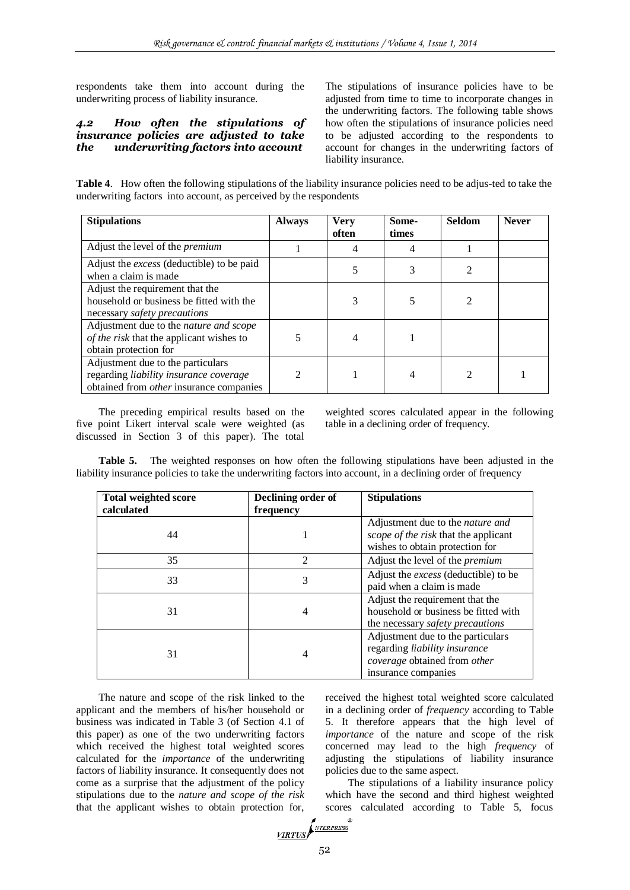respondents take them into account during the underwriting process of liability insurance.

### *4.2 How often the stipulations of insurance policies are adjusted to take the underwriting factors into account*

The stipulations of insurance policies have to be adjusted from time to time to incorporate changes in the underwriting factors. The following table shows how often the stipulations of insurance policies need to be adjusted according to the respondents to account for changes in the underwriting factors of liability insurance.

**Table 4**. How often the following stipulations of the liability insurance policies need to be adjus-ted to take the underwriting factors into account, as perceived by the respondents

| Stipulations | Always | Very often | Some-times | Seldom | Never |
|---|---|---|---|---|---|
| Adjust the level of the *premium* | 1 | 4 | 4 | 1 | |
| Adjust the *excess* (deductible) to be paid when a claim is made | | 5 | 3 | 2 | |
| Adjust the requirement that the household or business be fitted with the necessary *safety precautions* | | 3 | 5 | 2 | |
| Adjustment due to the *nature and scope of the risk* that the applicant wishes to obtain protection for | 5 | 4 | 1 | | |
| Adjustment due to the particulars regarding *liability insurance coverage* obtained from *other* insurance companies | 2 | 1 | 4 | 2 | 1 |

The preceding empirical results based on the five point Likert interval scale were weighted (as discussed in Section 3 of this paper). The total weighted scores calculated appear in the following table in a declining order of frequency.

**Table 5.** The weighted responses on how often the following stipulations have been adjusted in the liability insurance policies to take the underwriting factors into account, in a declining order of frequency

| Total weighted score calculated | Declining order of frequency | Stipulations |
|---|---|---|
| 44 | 1 | Adjustment due to the *nature and scope of the risk* that the applicant wishes to obtain protection for |
| 35 | 2 | Adjust the level of the *premium* |
| 33 | 3 | Adjust the *excess* (deductible) to be paid when a claim is made |
| 31 | 4 | Adjust the requirement that the household or business be fitted with the necessary *safety precautions* |
| 31 | 4 | Adjustment due to the particulars regarding *liability insurance coverage* obtained from *other* insurance companies |

The nature and scope of the risk linked to the applicant and the members of his/her household or business was indicated in Table 3 (of Section 4.1 of this paper) as one of the two underwriting factors which received the highest total weighted scores calculated for the *importance* of the underwriting factors of liability insurance. It consequently does not come as a surprise that the adjustment of the policy stipulations due to the *nature and scope of the risk* that the applicant wishes to obtain protection for, received the highest total weighted score calculated in a declining order of *frequency* according to Table 5. It therefore appears that the high level of *importance* of the nature and scope of the risk concerned may lead to the high *frequency* of adjusting the stipulations of liability insurance policies due to the same aspect.

The stipulations of a liability insurance policy which have the second and third highest weighted scores calculated according to Table 5, focus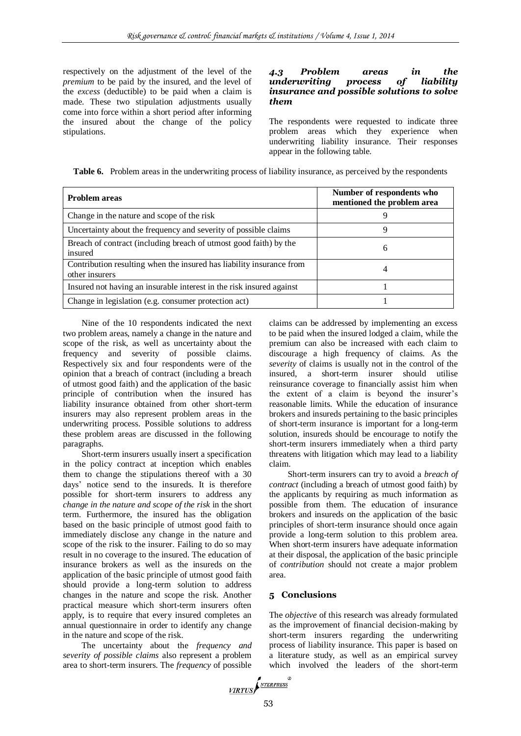respectively on the adjustment of the level of the *premium* to be paid by the insured, and the level of the *excess* (deductible) to be paid when a claim is made. These two stipulation adjustments usually come into force within a short period after informing the insured about the change of the policy stipulations.

### 4.3 Problem areas in the underwriting process of liability insurance and possible solutions to solve them

The respondents were requested to indicate three problem areas which they experience when underwriting liability insurance. Their responses appear in the following table.

**Table 6.** Problem areas in the underwriting process of liability insurance, as perceived by the respondents

| Problem areas | Number of respondents who mentioned the problem area |
|---|---|
| Change in the nature and scope of the risk | 9 |
| Uncertainty about the frequency and severity of possible claims | 9 |
| Breach of contract (including breach of utmost good faith) by the insured | 6 |
| Contribution resulting when the insured has liability insurance from other insurers | 4 |
| Insured not having an insurable interest in the risk insured against | 1 |
| Change in legislation (e.g. consumer protection act) | 1 |

Nine of the 10 respondents indicated the next two problem areas, namely a change in the nature and scope of the risk, as well as uncertainty about the frequency and severity of possible claims. Respectively six and four respondents were of the opinion that a breach of contract (including a breach of utmost good faith) and the application of the basic principle of contribution when the insured has liability insurance obtained from other short-term insurers may also represent problem areas in the underwriting process. Possible solutions to address these problem areas are discussed in the following paragraphs.

Short-term insurers usually insert a specification in the policy contract at inception which enables them to change the stipulations thereof with a 30 days' notice send to the insureds. It is therefore possible for short-term insurers to address any *change in the nature and scope of the risk* in the short term. Furthermore, the insured has the obligation based on the basic principle of utmost good faith to immediately disclose any change in the nature and scope of the risk to the insurer. Failing to do so may result in no coverage to the insured. The education of insurance brokers as well as the insureds on the application of the basic principle of utmost good faith should provide a long-term solution to address changes in the nature and scope the risk. Another practical measure which short-term insurers often apply, is to require that every insured completes an annual questionnaire in order to identify any change in the nature and scope of the risk.

The uncertainty about the *frequency and severity of possible claims* also represent a problem area to short-term insurers. The *frequency* of possible claims can be addressed by implementing an excess to be paid when the insured lodged a claim, while the premium can also be increased with each claim to discourage a high frequency of claims. As the *severity* of claims is usually not in the control of the insured, a short-term insurer should utilise reinsurance coverage to financially assist him when the extent of a claim is beyond the insurer's reasonable limits. While the education of insurance brokers and insureds pertaining to the basic principles of short-term insurance is important for a long-term solution, insureds should be encourage to notify the short-term insurers immediately when a third party threatens with litigation which may lead to a liability claim.

Short-term insurers can try to avoid a *breach of contract* (including a breach of utmost good faith) by the applicants by requiring as much information as possible from them. The education of insurance brokers and insureds on the application of the basic principles of short-term insurance should once again provide a long-term solution to this problem area. When short-term insurers have adequate information at their disposal, the application of the basic principle of *contribution* should not create a major problem area.

## 5 Conclusions

The *objective* of this research was already formulated as the improvement of financial decision-making by short-term insurers regarding the underwriting process of liability insurance. This paper is based on a literature study, as well as an empirical survey which involved the leaders of the short-term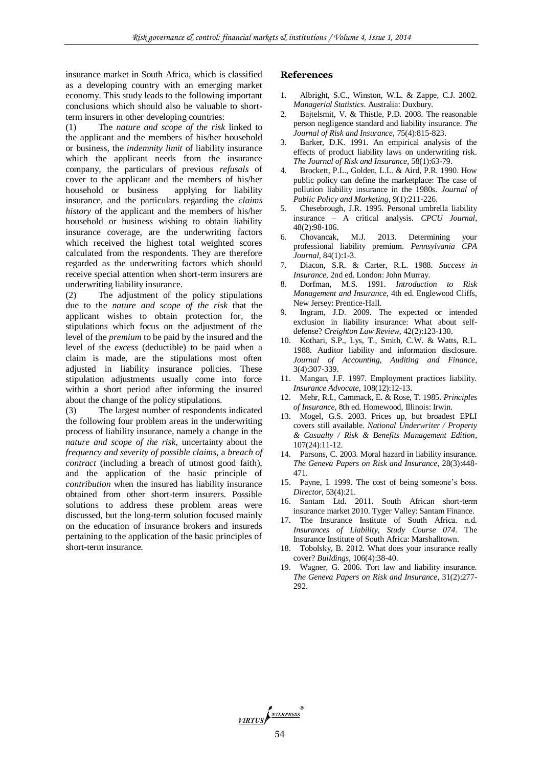insurance market in South Africa, which is classified as a developing country with an emerging market economy. This study leads to the following important conclusions which should also be valuable to short-term insurers in other developing countries:

(1) The *nature and scope of the risk* linked to the applicant and the members of his/her household or business, the *indemnity limit* of liability insurance which the applicant needs from the insurance company, the particulars of previous *refusals* of cover to the applicant and the members of his/her household or business applying for liability insurance, and the particulars regarding the *claims history* of the applicant and the members of his/her household or business wishing to obtain liability insurance coverage, are the underwriting factors which received the highest total weighted scores calculated from the respondents. They are therefore regarded as the underwriting factors which should receive special attention when short-term insurers are underwriting liability insurance.

(2) The adjustment of the policy stipulations due to the *nature and scope of the risk* that the applicant wishes to obtain protection for, the stipulations which focus on the adjustment of the level of the *premium* to be paid by the insured and the level of the *excess* (deductible) to be paid when a claim is made, are the stipulations most often adjusted in liability insurance policies. These stipulation adjustments usually come into force within a short period after informing the insured about the change of the policy stipulations.

(3) The largest number of respondents indicated the following four problem areas in the underwriting process of liability insurance, namely a change in the *nature and scope of the risk*, uncertainty about the *frequency and severity of possible claims*, a *breach of contract* (including a breach of utmost good faith), and the application of the basic principle of *contribution* when the insured has liability insurance obtained from other short-term insurers. Possible solutions to address these problem areas were discussed, but the long-term solution focused mainly on the education of insurance brokers and insureds pertaining to the application of the basic principles of short-term insurance.

## References

1. Albright, S.C., Winston, W.L. & Zappe, C.J. 2002. *Managerial Statistics*. Australia: Duxbury.
2. Bajtelsmit, V. & Thistle, P.D. 2008. The reasonable person negligence standard and liability insurance. *The Journal of Risk and Insurance*, 75(4):815-823.
3. Barker, D.K. 1991. An empirical analysis of the effects of product liability laws on underwriting risk. *The Journal of Risk and Insurance*, 58(1):63-79.
4. Brockett, P.L., Golden, L.L. & Aird, P.R. 1990. How public policy can define the marketplace: The case of pollution liability insurance in the 1980s. *Journal of Public Policy and Marketing*, 9(1):211-226.
5. Chesebrough, J.R. 1995. Personal umbrella liability insurance – A critical analysis. *CPCU Journal*, 48(2):98-106.
6. Chovancak, M.J. 2013. Determining your professional liability premium. *Pennsylvania CPA Journal*, 84(1):1-3.
7. Diacon, S.R. & Carter, R.L. 1988. *Success in Insurance*, 2nd ed. London: John Murray.
8. Dorfman, M.S. 1991. *Introduction to Risk Management and Insurance*, 4th ed. Englewood Cliffs, New Jersey: Prentice-Hall.
9. Ingram, J.D. 2009. The expected or intended exclusion in liability insurance: What about self-defense? *Creighton Law Review*, 42(2):123-130.
10. Kothari, S.P., Lys, T., Smith, C.W. & Watts, R.L. 1988. Auditor liability and information disclosure. *Journal of Accounting, Auditing and Finance*, 3(4):307-339.
11. Mangan, J.F. 1997. Employment practices liability. *Insurance Advocate*, 108(12):12-13.
12. Mehr, R.I., Cammack, E. & Rose, T. 1985. *Principles of Insurance*, 8th ed. Homewood, Illinois: Irwin.
13. Mogel, G.S. 2003. Prices up, but broadest EPLI covers still available. *National Underwriter / Property & Casualty / Risk & Benefits Management Edition*, 107(24):11-12.
14. Parsons, C. 2003. Moral hazard in liability insurance. *The Geneva Papers on Risk and Insurance*, 28(3):448-471.
15. Payne, I. 1999. The cost of being someone's boss. *Director*, 53(4):21.
16. Santam Ltd. 2011. South African short-term insurance market 2010. Tyger Valley: Santam Finance.
17. The Insurance Institute of South Africa. n.d. *Insurances of Liability, Study Course 074*. The Insurance Institute of South Africa: Marshalltown.
18. Tobolsky, B. 2012. What does your insurance really cover? *Buildings*, 106(4):38-40.
19. Wagner, G. 2006. Tort law and liability insurance. *The Geneva Papers on Risk and Insurance*, 31(2):277-292.